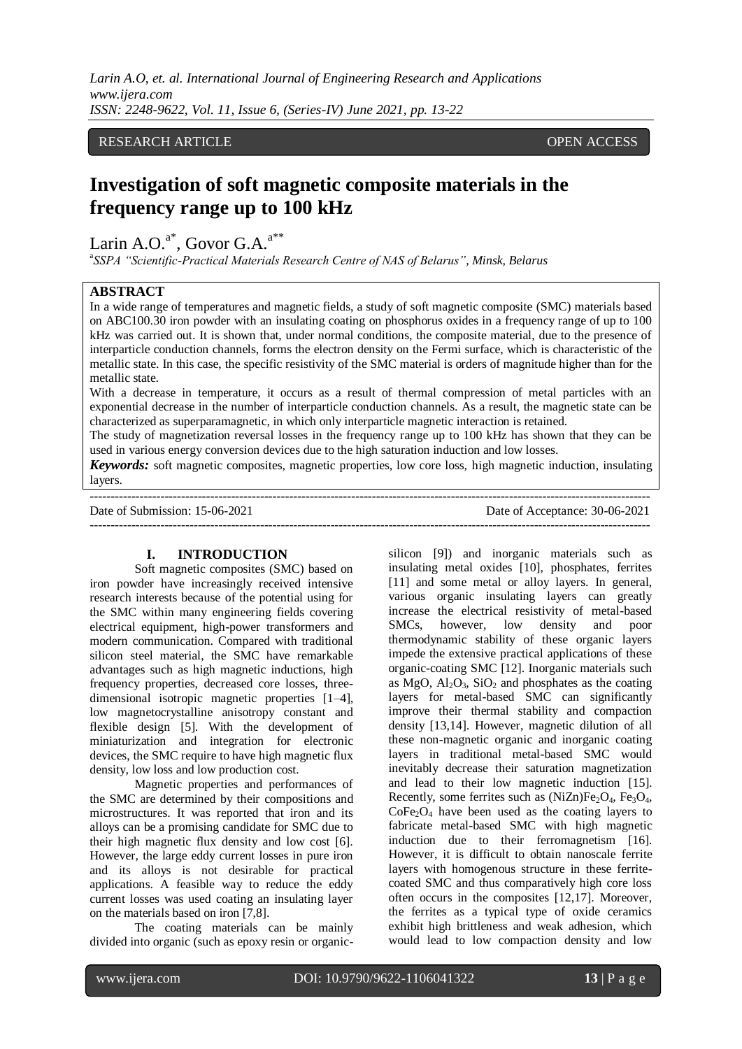RESEARCH ARTICLE OPEN ACCESS

# Investigation of soft magnetic composite materials in the frequency range up to 100 kHz

Larin A.O.[a*], Govor G.A.[a**]

[a]*SSPA "Scientific-Practical Materials Research Centre of NAS of Belarus", Minsk, Belarus*

## ABSTRACT

In a wide range of temperatures and magnetic fields, a study of soft magnetic composite (SMC) materials based on ABC100.30 iron powder with an insulating coating on phosphorus oxides in a frequency range of up to 100 kHz was carried out. It is shown that, under normal conditions, the composite material, due to the presence of interparticle conduction channels, forms the electron density on the Fermi surface, which is characteristic of the metallic state. In this case, the specific resistivity of the SMC material is orders of magnitude higher than for the metallic state.

With a decrease in temperature, it occurs as a result of thermal compression of metal particles with an exponential decrease in the number of interparticle conduction channels. As a result, the magnetic state can be characterized as superparamagnetic, in which only interparticle magnetic interaction is retained.

The study of magnetization reversal losses in the frequency range up to 100 kHz has shown that they can be used in various energy conversion devices due to the high saturation induction and low losses.

***Keywords:*** soft magnetic composites, magnetic properties, low core loss, high magnetic induction, insulating layers.

---

Date of Submission: 15-06-2021 Date of Acceptance: 30-06-2021

---

## I. INTRODUCTION

Soft magnetic composites (SMC) based on iron powder have increasingly received intensive research interests because of the potential using for the SMC within many engineering fields covering electrical equipment, high-power transformers and modern communication. Compared with traditional silicon steel material, the SMC have remarkable advantages such as high magnetic inductions, high frequency properties, decreased core losses, three-dimensional isotropic magnetic properties [1–4], low magnetocrystalline anisotropy constant and flexible design [5]. With the development of miniaturization and integration for electronic devices, the SMC require to have high magnetic flux density, low loss and low production cost.

Magnetic properties and performances of the SMC are determined by their compositions and microstructures. It was reported that iron and its alloys can be a promising candidate for SMC due to their high magnetic flux density and low cost [6]. However, the large eddy current losses in pure iron and its alloys is not desirable for practical applications. A feasible way to reduce the eddy current losses was used coating an insulating layer on the materials based on iron [7,8].

The coating materials can be mainly divided into organic (such as epoxy resin or organic-silicon [9]) and inorganic materials such as insulating metal oxides [10], phosphates, ferrites [11] and some metal or alloy layers. In general, various organic insulating layers can greatly increase the electrical resistivity of metal-based SMCs, however, low density and poor thermodynamic stability of these organic layers impede the extensive practical applications of these organic-coating SMC [12]. Inorganic materials such as $MgO$, $Al_2O_3$, $SiO_2$ and phosphates as the coating layers for metal-based SMC can significantly improve their thermal stability and compaction density [13,14]. However, magnetic dilution of all these non-magnetic organic and inorganic coating layers in traditional metal-based SMC would inevitably decrease their saturation magnetization and lead to their low magnetic induction [15]. Recently, some ferrites such as $(NiZn)Fe_2O_4$, $Fe_3O_4$, $CoFe_2O_4$ have been used as the coating layers to fabricate metal-based SMC with high magnetic induction due to their ferromagnetism [16]. However, it is difficult to obtain nanoscale ferrite layers with homogenous structure in these ferrite-coated SMC and thus comparatively high core loss often occurs in the composites [12,17]. Moreover, the ferrites as a typical type of oxide ceramics exhibit high brittleness and weak adhesion, which would lead to low compaction density and low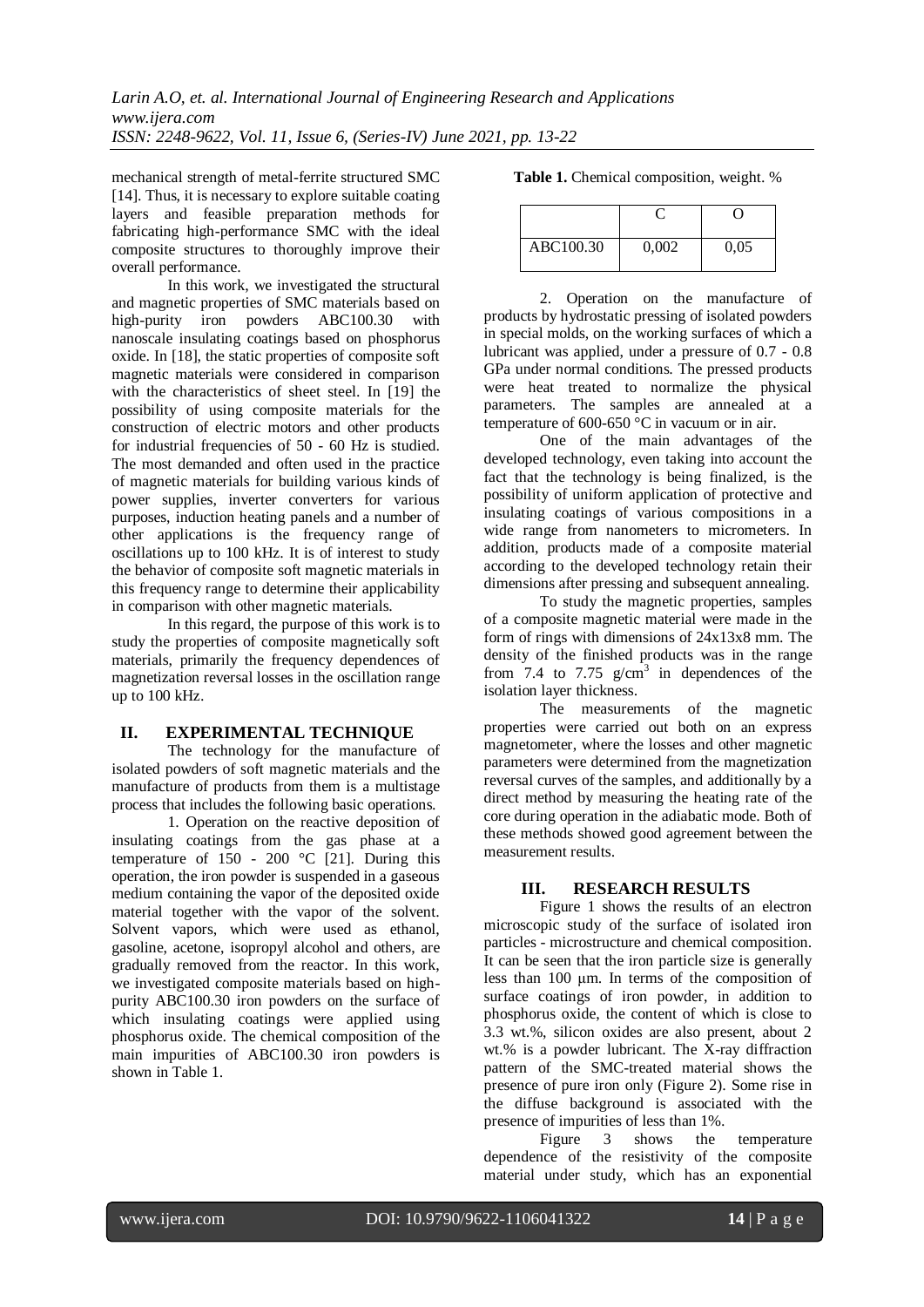mechanical strength of metal-ferrite structured SMC [14]. Thus, it is necessary to explore suitable coating layers and feasible preparation methods for fabricating high-performance SMC with the ideal composite structures to thoroughly improve their overall performance.

In this work, we investigated the structural and magnetic properties of SMC materials based on high-purity iron powders ABC100.30 with nanoscale insulating coatings based on phosphorus oxide. In [18], the static properties of composite soft magnetic materials were considered in comparison with the characteristics of sheet steel. In [19] the possibility of using composite materials for the construction of electric motors and other products for industrial frequencies of 50 - 60 Hz is studied. The most demanded and often used in the practice of magnetic materials for building various kinds of power supplies, inverter converters for various purposes, induction heating panels and a number of other applications is the frequency range of oscillations up to 100 kHz. It is of interest to study the behavior of composite soft magnetic materials in this frequency range to determine their applicability in comparison with other magnetic materials.

In this regard, the purpose of this work is to study the properties of composite magnetically soft materials, primarily the frequency dependences of magnetization reversal losses in the oscillation range up to 100 kHz.

## II. EXPERIMENTAL TECHNIQUE

The technology for the manufacture of isolated powders of soft magnetic materials and the manufacture of products from them is a multistage process that includes the following basic operations.

1. Operation on the reactive deposition of insulating coatings from the gas phase at a temperature of 150 - 200 °C [21]. During this operation, the iron powder is suspended in a gaseous medium containing the vapor of the deposited oxide material together with the vapor of the solvent. Solvent vapors, which were used as ethanol, gasoline, acetone, isopropyl alcohol and others, are gradually removed from the reactor. In this work, we investigated composite materials based on high-purity ABC100.30 iron powders on the surface of which insulating coatings were applied using phosphorus oxide. The chemical composition of the main impurities of ABC100.30 iron powders is shown in Table 1.

**Table 1.** Chemical composition, weight. %

| | C | O |
|---|---|---|
| ABC100.30 | 0,002 | 0,05 |

2. Operation on the manufacture of products by hydrostatic pressing of isolated powders in special molds, on the working surfaces of which a lubricant was applied, under a pressure of 0.7 - 0.8 GPa under normal conditions. The pressed products were heat treated to normalize the physical parameters. The samples are annealed at a temperature of 600-650 °C in vacuum or in air.

One of the main advantages of the developed technology, even taking into account the fact that the technology is being finalized, is the possibility of uniform application of protective and insulating coatings of various compositions in a wide range from nanometers to micrometers. In addition, products made of a composite material according to the developed technology retain their dimensions after pressing and subsequent annealing.

To study the magnetic properties, samples of a composite magnetic material were made in the form of rings with dimensions of 24x13x8 mm. The density of the finished products was in the range from 7.4 to 7.75 g/cm$^3$ in dependences of the isolation layer thickness.

The measurements of the magnetic properties were carried out both on an express magnetometer, where the losses and other magnetic parameters were determined from the magnetization reversal curves of the samples, and additionally by a direct method by measuring the heating rate of the core during operation in the adiabatic mode. Both of these methods showed good agreement between the measurement results.

## III. RESEARCH RESULTS

Figure 1 shows the results of an electron microscopic study of the surface of isolated iron particles - microstructure and chemical composition. It can be seen that the iron particle size is generally less than 100 µm. In terms of the composition of surface coatings of iron powder, in addition to phosphorus oxide, the content of which is close to 3.3 wt.%, silicon oxides are also present, about 2 wt.% is a powder lubricant. The X-ray diffraction pattern of the SMC-treated material shows the presence of pure iron only (Figure 2). Some rise in the diffuse background is associated with the presence of impurities of less than 1%.

Figure 3 shows the temperature dependence of the resistivity of the composite material under study, which has an exponential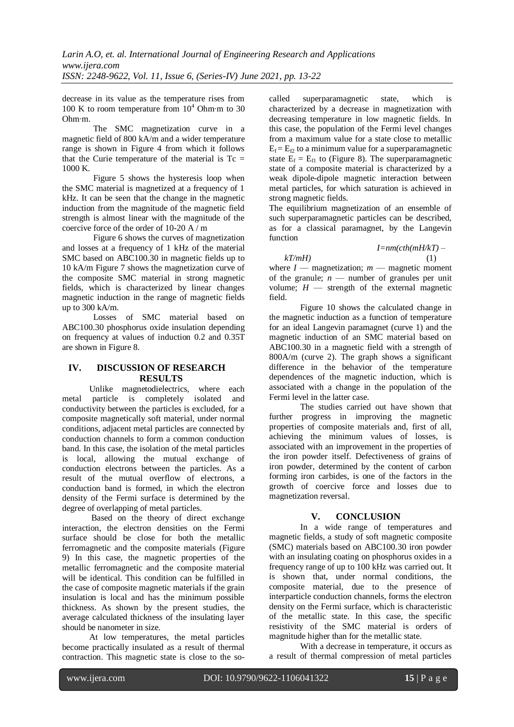decrease in its value as the temperature rises from 100 K to room temperature from $10^4$ Ohm·m to 30 Ohm·m.

The SMC magnetization curve in a magnetic field of 800 kA/m and a wider temperature range is shown in Figure 4 from which it follows that the Curie temperature of the material is $T_c$ = 1000 K.

Figure 5 shows the hysteresis loop when the SMC material is magnetized at a frequency of 1 kHz. It can be seen that the change in the magnetic induction from the magnitude of the magnetic field strength is almost linear with the magnitude of the coercive force of the order of 10-20 A / m

Figure 6 shows the curves of magnetization and losses at a frequency of 1 kHz of the material SMC based on ABC100.30 in magnetic fields up to 10 kA/m Figure 7 shows the magnetization curve of the composite SMC material in strong magnetic fields, which is characterized by linear changes magnetic induction in the range of magnetic fields up to 300 kA/m.

Losses of SMC material based on ABC100.30 phosphorus oxide insulation depending on frequency at values of induction 0.2 and 0.35T are shown in Figure 8.

## IV. DISCUSSION OF RESEARCH RESULTS

Unlike magnetodielectrics, where each metal particle is completely isolated and conductivity between the particles is excluded, for a composite magnetically soft material, under normal conditions, adjacent metal particles are connected by conduction channels to form a common conduction band. In this case, the isolation of the metal particles is local, allowing the mutual exchange of conduction electrons between the particles. As a result of the mutual overflow of electrons, a conduction band is formed, in which the electron density of the Fermi surface is determined by the degree of overlapping of metal particles.

Based on the theory of direct exchange interaction, the electron densities on the Fermi surface should be close for both the metallic ferromagnetic and the composite materials (Figure 9) In this case, the magnetic properties of the metallic ferromagnetic and the composite material will be identical. This condition can be fulfilled in the case of composite magnetic materials if the grain insulation is local and has the minimum possible thickness. As shown by the present studies, the average calculated thickness of the insulating layer should be nanometer in size.

At low temperatures, the metal particles become practically insulated as a result of thermal contraction. This magnetic state is close to the so-called superparamagnetic state, which is characterized by a decrease in magnetization with decreasing temperature in low magnetic fields. In this case, the population of the Fermi level changes from a maximum value for a state close to metallic $E_f = E_{f2}$ to a minimum value for a superparamagnetic state $E_f = E_{f1}$ to (Figure 8). The superparamagnetic state of a composite material is characterized by a weak dipole-dipole magnetic interaction between metal particles, for which saturation is achieved in strong magnetic fields.

The equilibrium magnetization of an ensemble of such superparamagnetic particles can be described, as for a classical paramagnet, by the Langevin function

$$I = nm(cth(mH/kT) - kT/mH) \quad (1)$$

where $I$ — magnetization; $m$ — magnetic moment of the granule; $n$ — number of granules per unit volume; $H$ — strength of the external magnetic field.

Figure 10 shows the calculated change in the magnetic induction as a function of temperature for an ideal Langevin paramagnet (curve 1) and the magnetic induction of an SMC material based on ABC100.30 in a magnetic field with a strength of 800A/m (curve 2). The graph shows a significant difference in the behavior of the temperature dependences of the magnetic induction, which is associated with a change in the population of the Fermi level in the latter case.

The studies carried out have shown that further progress in improving the magnetic properties of composite materials and, first of all, achieving the minimum values of losses, is associated with an improvement in the properties of the iron powder itself. Defectiveness of grains of iron powder, determined by the content of carbon forming iron carbides, is one of the factors in the growth of coercive force and losses due to magnetization reversal.

## V. CONCLUSION

In a wide range of temperatures and magnetic fields, a study of soft magnetic composite (SMC) materials based on ABC100.30 iron powder with an insulating coating on phosphorus oxides in a frequency range of up to 100 kHz was carried out. It is shown that, under normal conditions, the composite material, due to the presence of interparticle conduction channels, forms the electron density on the Fermi surface, which is characteristic of the metallic state. In this case, the specific resistivity of the SMC material is orders of magnitude higher than for the metallic state.

With a decrease in temperature, it occurs as a result of thermal compression of metal particles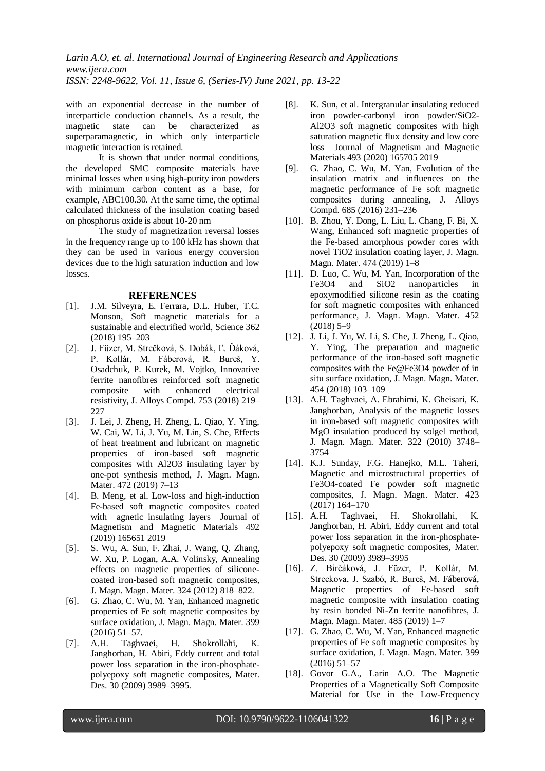with an exponential decrease in the number of interparticle conduction channels. As a result, the magnetic state can be characterized as superparamagnetic, in which only interparticle magnetic interaction is retained.

It is shown that under normal conditions, the developed SMC composite materials have minimal losses when using high-purity iron powders with minimum carbon content as a base, for example, ABC100.30. At the same time, the optimal calculated thickness of the insulation coating based on phosphorus oxide is about 10-20 nm

The study of magnetization reversal losses in the frequency range up to 100 kHz has shown that they can be used in various energy conversion devices due to the high saturation induction and low losses.

## REFERENCES

[1]. J.M. Silveyra, E. Ferrara, D.L. Huber, T.C. Monson, Soft magnetic materials for a sustainable and electrified world, Science 362 (2018) 195–203

[2]. J. Füzer, M. Strečková, S. Dobák, Ľ. Ďáková, P. Kollár, M. Fáberová, R. Bureš, Y. Osadchuk, P. Kurek, M. Vojtko, Innovative ferrite nanofibres reinforced soft magnetic composite with enhanced electrical resistivity, J. Alloys Compd. 753 (2018) 219–227

[3]. J. Lei, J. Zheng, H. Zheng, L. Qiao, Y. Ying, W. Cai, W. Li, J. Yu, M. Lin, S. Che, Effects of heat treatment and lubricant on magnetic properties of iron-based soft magnetic composites with $Al_2O_3$ insulating layer by one-pot synthesis method, J. Magn. Magn. Mater. 472 (2019) 7–13

[4]. B. Meng, et al. Low-loss and high-induction Fe-based soft magnetic composites coated with agnetic insulating layers Journal of Magnetism and Magnetic Materials 492 (2019) 165651 2019

[5]. S. Wu, A. Sun, F. Zhai, J. Wang, Q. Zhang, W. Xu, P. Logan, A.A. Volinsky, Annealing effects on magnetic properties of silicone-coated iron-based soft magnetic composites, J. Magn. Magn. Mater. 324 (2012) 818–822.

[6]. G. Zhao, C. Wu, M. Yan, Enhanced magnetic properties of Fe soft magnetic composites by surface oxidation, J. Magn. Magn. Mater. 399 (2016) 51–57.

[7]. A.H. Taghvaei, H. Shokrollahi, K. Janghorban, H. Abiri, Eddy current and total power loss separation in the iron-phosphate-polyepoxy soft magnetic composites, Mater. Des. 30 (2009) 3989–3995.

[8]. K. Sun, et al. Intergranular insulating reduced iron powder-carbonyl iron powder/$SiO_2$-$Al_2O_3$ soft magnetic composites with high saturation magnetic flux density and low core loss Journal of Magnetism and Magnetic Materials 493 (2020) 165705 2019

[9]. G. Zhao, C. Wu, M. Yan, Evolution of the insulation matrix and influences on the magnetic performance of Fe soft magnetic composites during annealing, J. Alloys Compd. 685 (2016) 231–236

[10]. B. Zhou, Y. Dong, L. Liu, L. Chang, F. Bi, X. Wang, Enhanced soft magnetic properties of the Fe-based amorphous powder cores with novel $TiO_2$ insulation coating layer, J. Magn. Magn. Mater. 474 (2019) 1–8

[11]. D. Luo, C. Wu, M. Yan, Incorporation of the $Fe_3O_4$ and $SiO_2$ nanoparticles in epoxymodified silicone resin as the coating for soft magnetic composites with enhanced performance, J. Magn. Magn. Mater. 452 (2018) 5–9

[12]. J. Li, J. Yu, W. Li, S. Che, J. Zheng, L. Qiao, Y. Ying, The preparation and magnetic performance of the iron-based soft magnetic composites with the Fe@$Fe_3O_4$ powder of in situ surface oxidation, J. Magn. Magn. Mater. 454 (2018) 103–109

[13]. A.H. Taghvaei, A. Ebrahimi, K. Gheisari, K. Janghorban, Analysis of the magnetic losses in iron-based soft magnetic composites with MgO insulation produced by solgel method, J. Magn. Magn. Mater. 322 (2010) 3748–3754

[14]. K.J. Sunday, F.G. Hanejko, M.L. Taheri, Magnetic and microstructural properties of $Fe_3O_4$-coated Fe powder soft magnetic composites, J. Magn. Magn. Mater. 423 (2017) 164–170

[15]. A.H. Taghvaei, H. Shokrollahi, K. Janghorban, H. Abiri, Eddy current and total power loss separation in the iron-phosphate-polyepoxy soft magnetic composites, Mater. Des. 30 (2009) 3989–3995

[16]. Z. Birčáková, J. Füzer, P. Kollár, M. Streckova, J. Szabó, R. Bureš, M. Fáberová, Magnetic properties of Fe-based soft magnetic composite with insulation coating by resin bonded Ni-Zn ferrite nanofibres, J. Magn. Magn. Mater. 485 (2019) 1–7

[17]. G. Zhao, C. Wu, M. Yan, Enhanced magnetic properties of Fe soft magnetic composites by surface oxidation, J. Magn. Magn. Mater. 399 (2016) 51–57

[18]. Govor G.A., Larin A.O. The Magnetic Properties of a Magnetically Soft Composite Material for Use in the Low-Frequency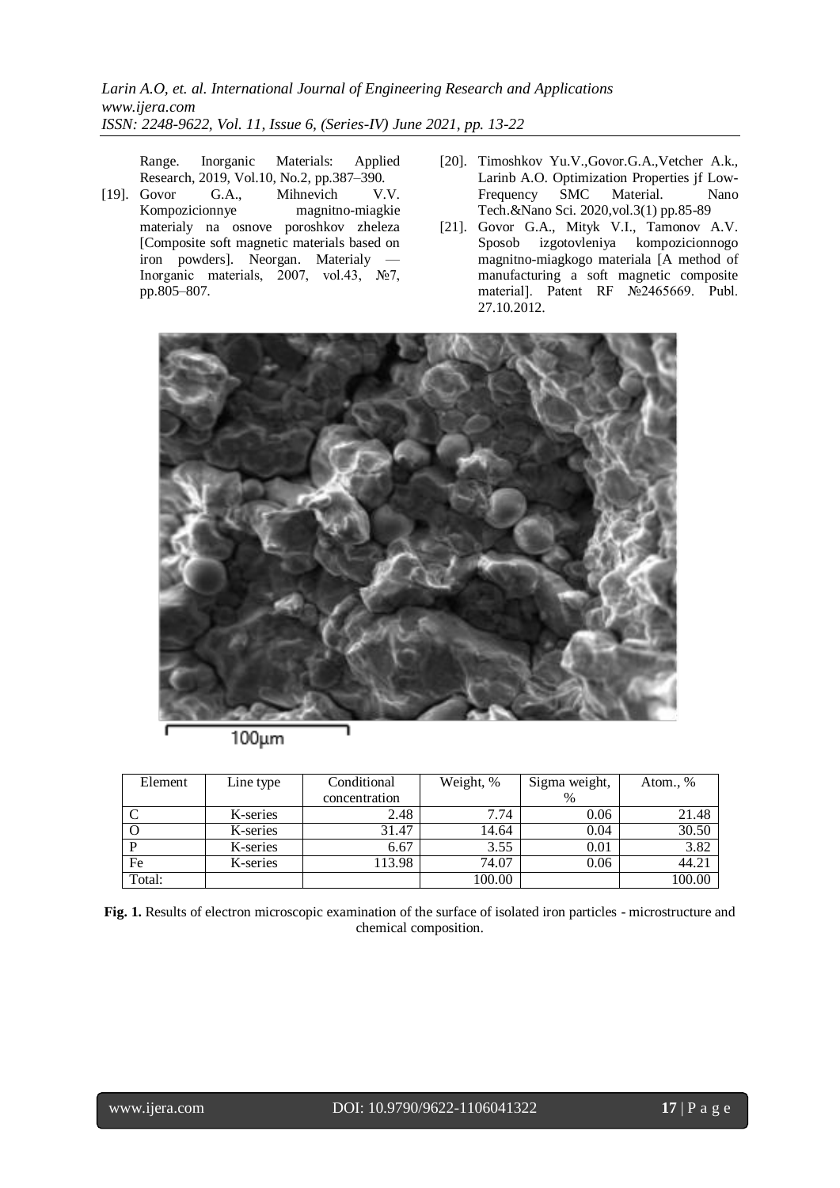Range. Inorganic Materials: Applied Research, 2019, Vol.10, No.2, pp.387–390.

[19]. Govor G.A., Mihnevich V.V. Kompozicionnye magnitno-miagkie materialy na osnove poroshkov zheleza [Composite soft magnetic materials based on iron powders]. Neorgan. Materialy — Inorganic materials, 2007, vol.43, №7, pp.805–807.

[20]. Timoshkov Yu.V.,Govor.G.A.,Vetcher A.k., Larinb A.O. Optimization Properties jf Low-Frequency SMC Material. Nano Tech.&Nano Sci. 2020,vol.3(1) pp.85-89

[21]. Govor G.A., Mityk V.I., Tamonov A.V. Sposob izgotovleniya kompozicionnogo magnitno-miagkogo materiala [A method of manufacturing a soft magnetic composite material]. Patent RF №2465669. Publ. 27.10.2012.

100μm

| Element | Line type | Conditional concentration | Weight, % | Sigma weight, % | Atom., % |
|---|---|---|---|---|---|
| C | K-series | 2.48 | 7.74 | 0.06 | 21.48 |
| O | K-series | 31.47 | 14.64 | 0.04 | 30.50 |
| P | K-series | 6.67 | 3.55 | 0.01 | 3.82 |
| Fe | K-series | 113.98 | 74.07 | 0.06 | 44.21 |
| Total: | | | 100.00 | | 100.00 |

**Fig. 1.** Results of electron microscopic examination of the surface of isolated iron particles - microstructure and chemical composition.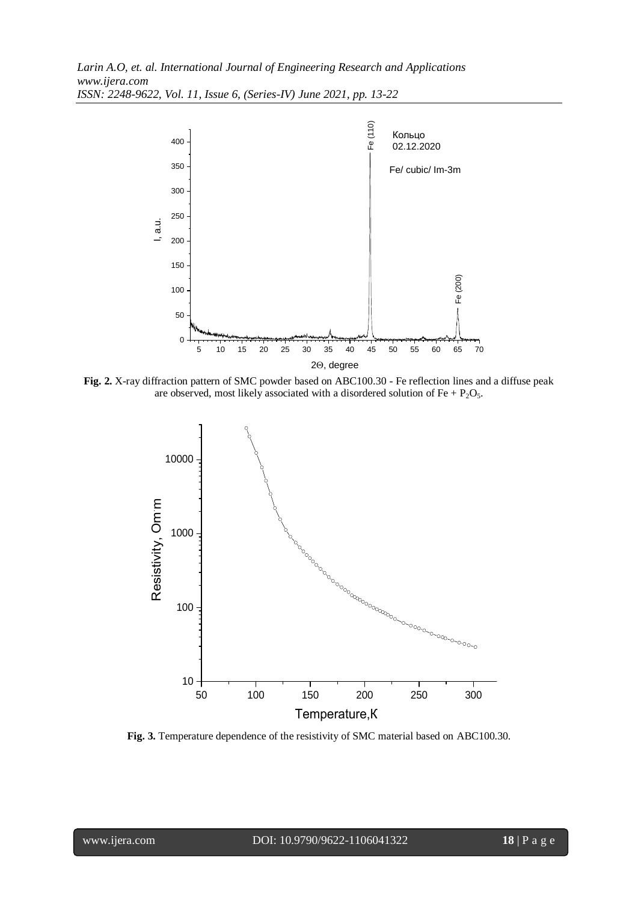**Fig. 2.** X-ray diffraction pattern of SMC powder based on ABC100.30 - Fe reflection lines and a diffuse peak are observed, most likely associated with a disordered solution of Fe + $P_2O_5$.

**Fig. 3.** Temperature dependence of the resistivity of SMC material based on ABC100.30.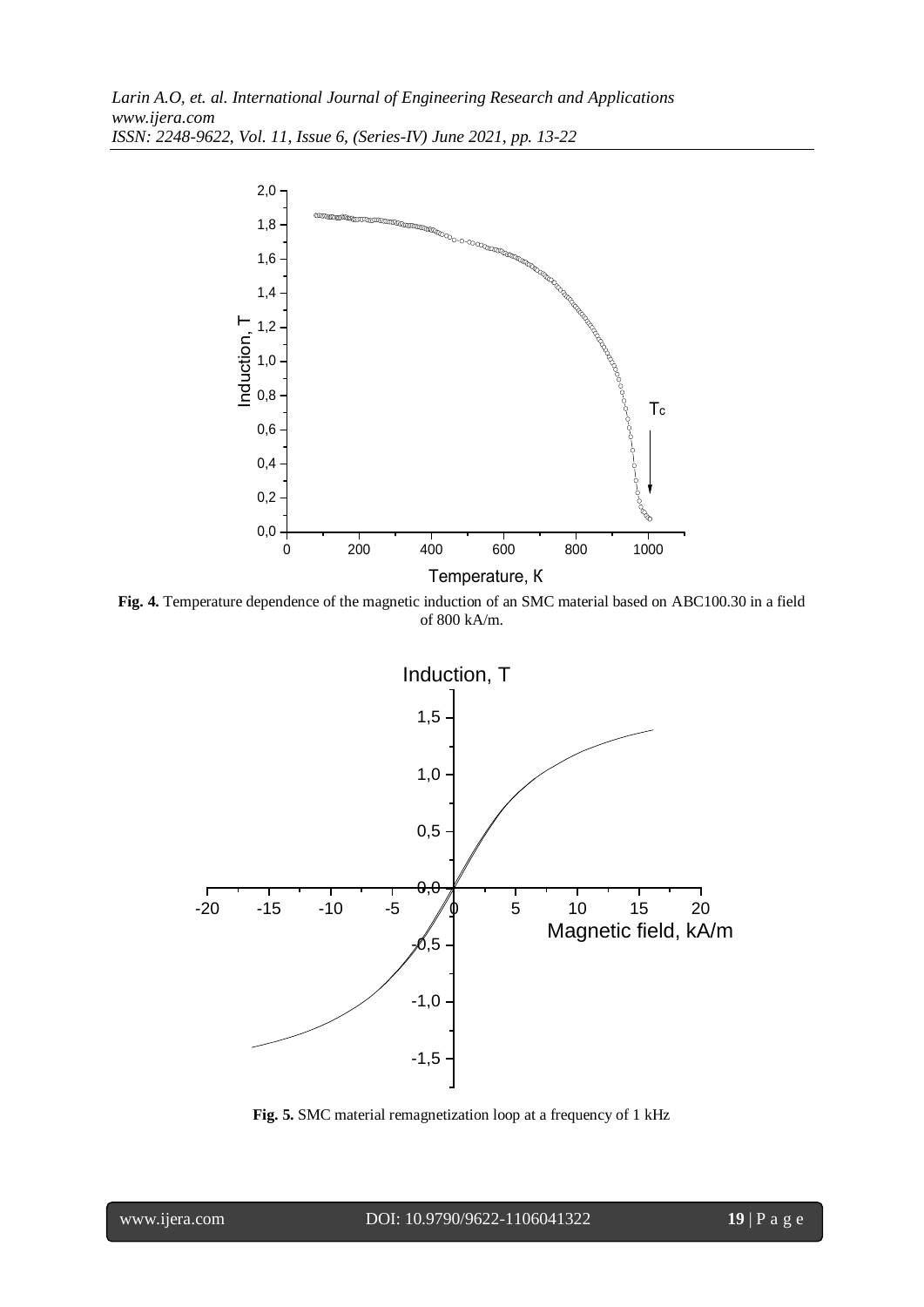**Fig. 4.** Temperature dependence of the magnetic induction of an SMC material based on ABC100.30 in a field of 800 kA/m.

**Fig. 5.** SMC material remagnetization loop at a frequency of 1 kHz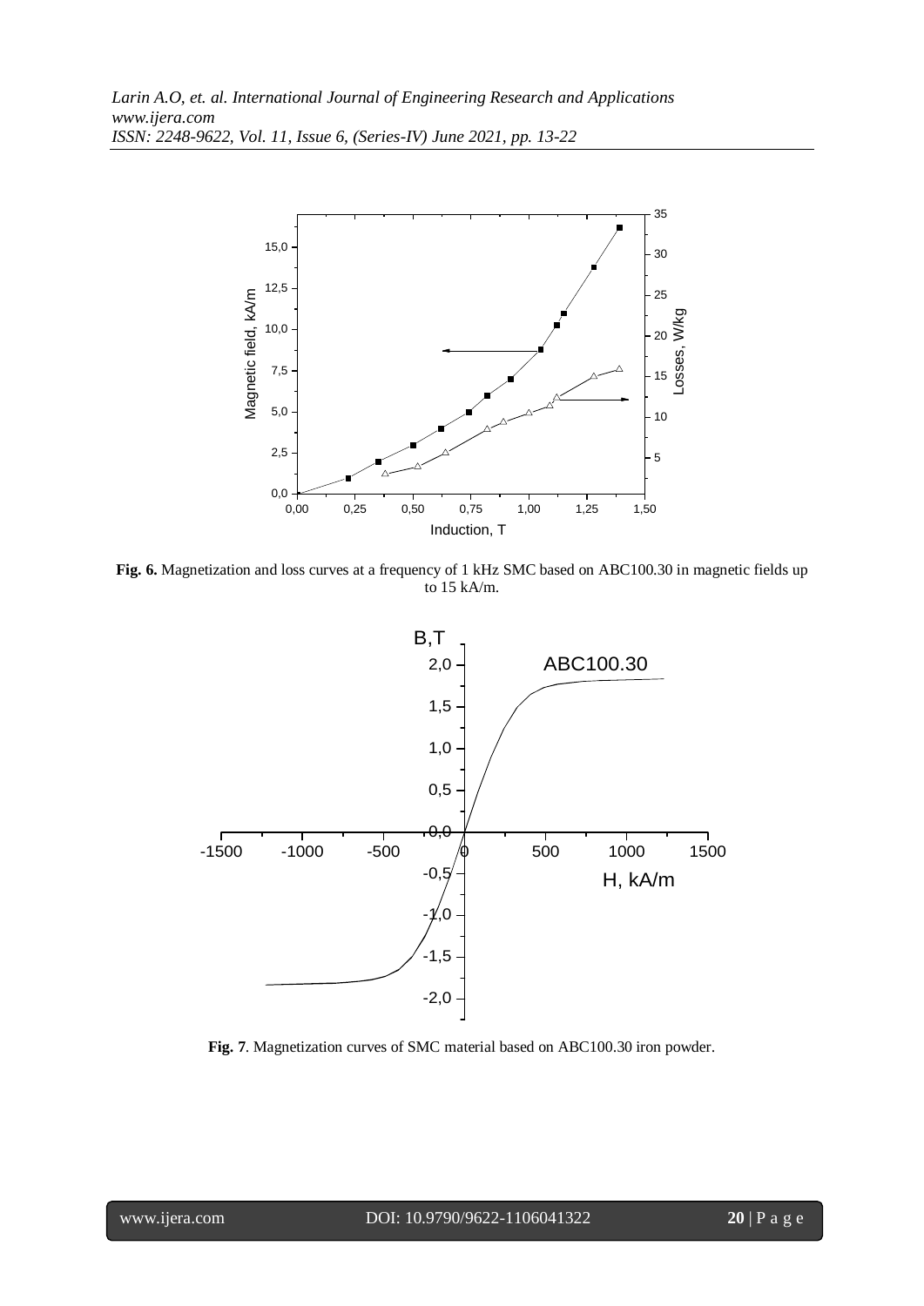**Fig. 6.** Magnetization and loss curves at a frequency of 1 kHz SMC based on ABC100.30 in magnetic fields up to 15 kA/m.

**Fig. 7**. Magnetization curves of SMC material based on ABC100.30 iron powder.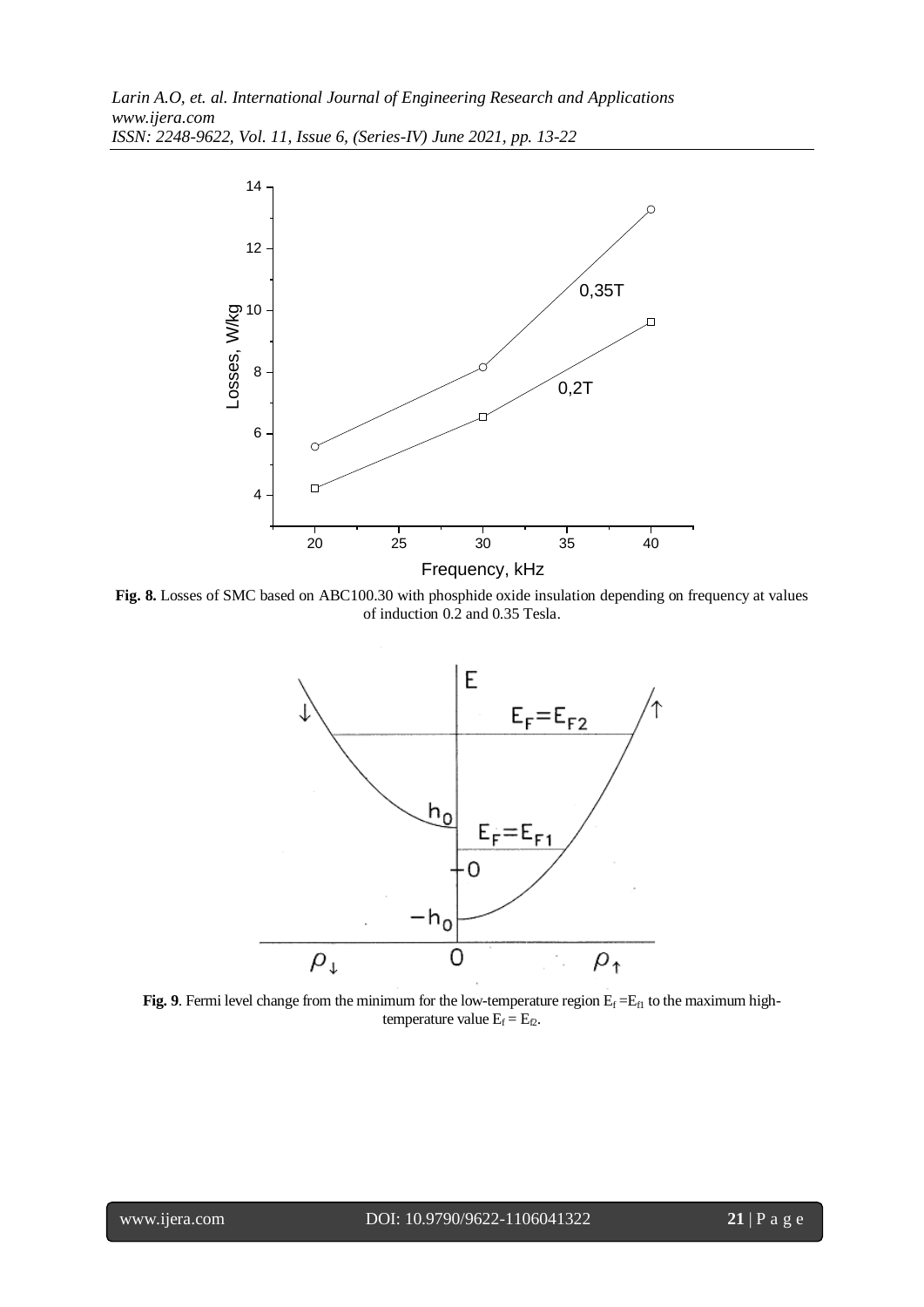**Fig. 8.** Losses of SMC based on ABC100.30 with phosphide oxide insulation depending on frequency at values of induction 0.2 and 0.35 Tesla.

**Fig. 9**. Fermi level change from the minimum for the low-temperature region $E_f = E_{f1}$ to the maximum high-temperature value $E_f = E_{f2}$.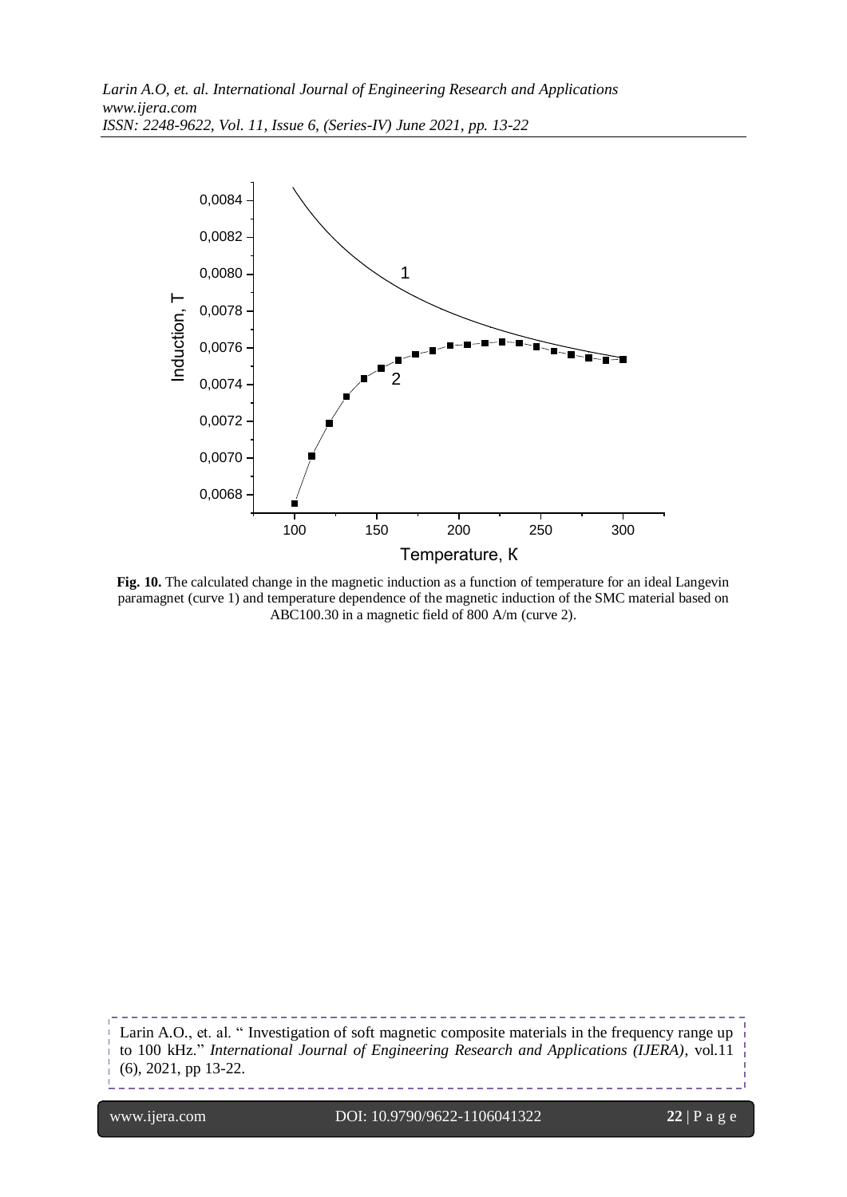0,0084
0,0082
0,0080
0,0078
0,0076
0,0074
0,0072
0,0070
0,0068

Induction, T

1
2

100
150
200
250
300

Temperature, K

**Fig. 10.** The calculated change in the magnetic induction as a function of temperature for an ideal Langevin paramagnet (curve 1) and temperature dependence of the magnetic induction of the SMC material based on ABC100.30 in a magnetic field of 800 A/m (curve 2).

Larin A.O., et. al. " Investigation of soft magnetic composite materials in the frequency range up to 100 kHz." *International Journal of Engineering Research and Applications (IJERA)*, vol.11 (6), 2021, pp 13-22.